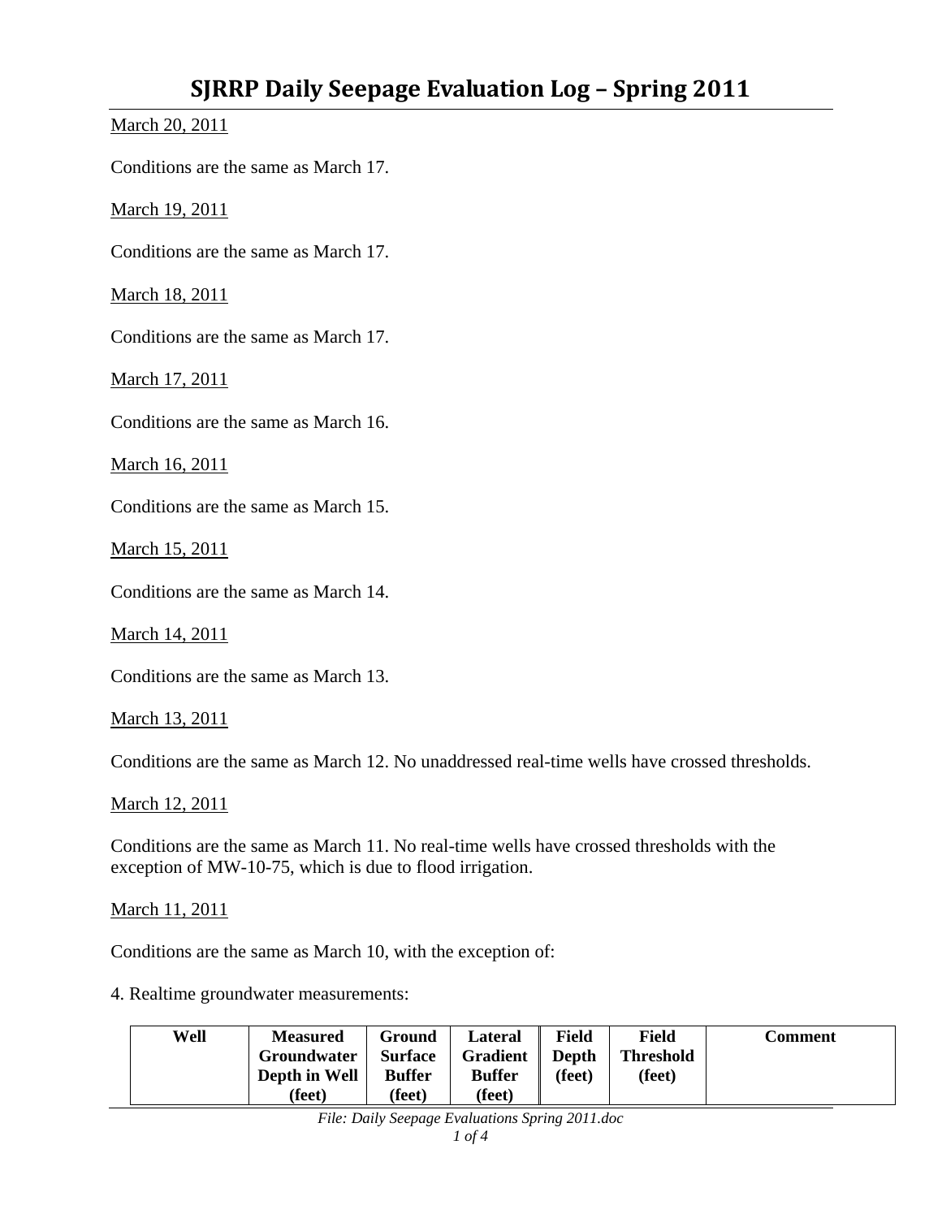# SJRRP Daily Seepage Evaluation Log – Spring 2011

March 20, 2011

Conditions are the same as March 17.

March 19, 2011

Conditions are the same as March 17.

March 18, 2011

Conditions are the same as March 17.

March 17, 2011

Conditions are the same as March 16.

March 16, 2011

Conditions are the same as March 15.

March 15, 2011

Conditions are the same as March 14.

March 14, 2011

Conditions are the same as March 13.

March 13, 2011

Conditions are the same as March 12. No unaddressed real-time wells have crossed thresholds.

March 12, 2011

Conditions are the same as March 11. No real-time wells have crossed thresholds with the exception of MW-10-75, which is due to flood irrigation.

March 11, 2011

Conditions are the same as March 10, with the exception of:

4. Realtime groundwater measurements:

| Well | Measured Groundwater Depth in Well (feet) | Ground Surface Buffer (feet) | Lateral Gradient Buffer (feet) | Field Depth (feet) | Field Threshold (feet) | Comment |
|---|---|---|---|---|---|---|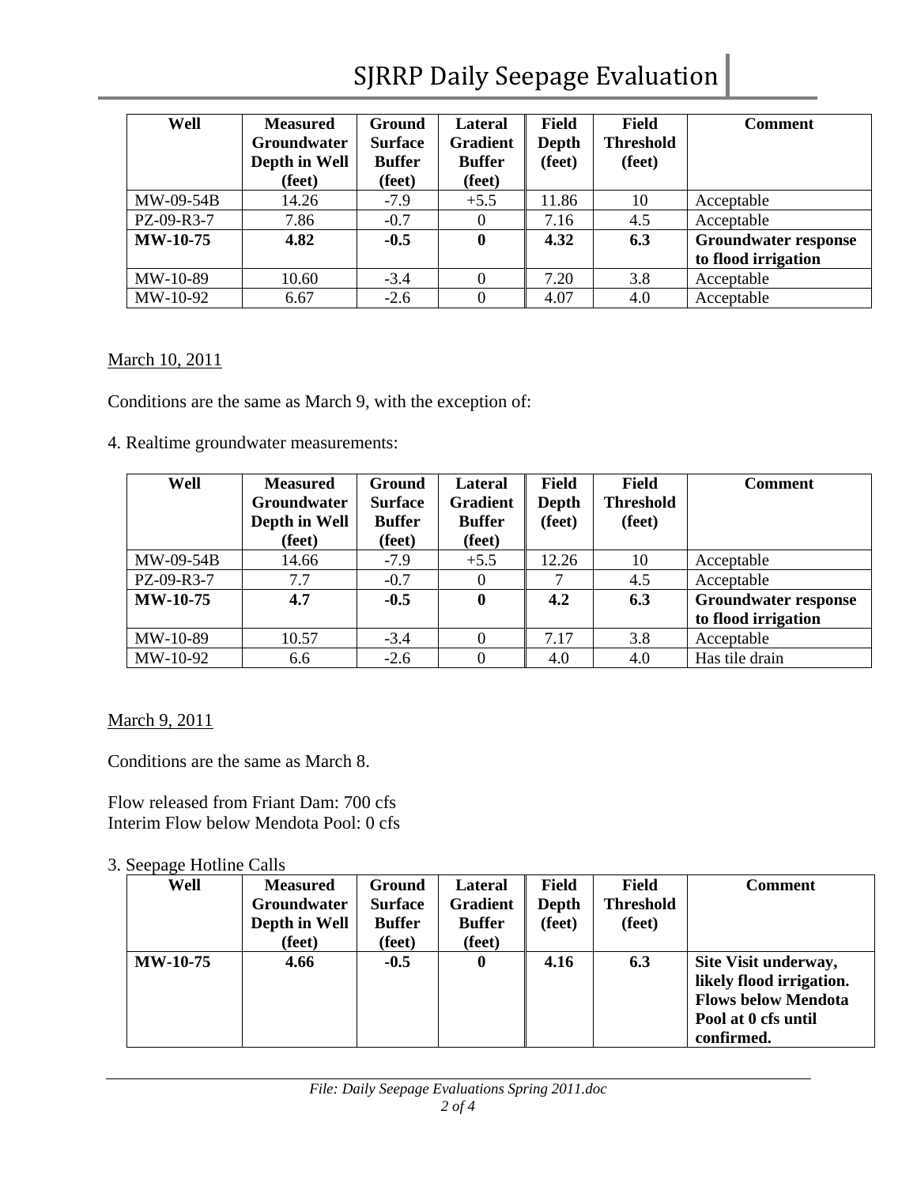| Well | Measured Groundwater Depth in Well (feet) | Ground Surface Buffer (feet) | Lateral Gradient Buffer (feet) | Field Depth (feet) | Field Threshold (feet) | Comment |
|---|---|---|---|---|---|---|
| MW-09-54B | 14.26 | -7.9 | +5.5 | 11.86 | 10 | Acceptable |
| PZ-09-R3-7 | 7.86 | -0.7 | 0 | 7.16 | 4.5 | Acceptable |
| **MW-10-75** | **4.82** | **-0.5** | **0** | **4.32** | **6.3** | **Groundwater response to flood irrigation** |
| MW-10-89 | 10.60 | -3.4 | 0 | 7.20 | 3.8 | Acceptable |
| MW-10-92 | 6.67 | -2.6 | 0 | 4.07 | 4.0 | Acceptable |

March 10, 2011

Conditions are the same as March 9, with the exception of:

4. Realtime groundwater measurements:

| Well | Measured Groundwater Depth in Well (feet) | Ground Surface Buffer (feet) | Lateral Gradient Buffer (feet) | Field Depth (feet) | Field Threshold (feet) | Comment |
|---|---|---|---|---|---|---|
| MW-09-54B | 14.66 | -7.9 | +5.5 | 12.26 | 10 | Acceptable |
| PZ-09-R3-7 | 7.7 | -0.7 | 0 | 7 | 4.5 | Acceptable |
| **MW-10-75** | **4.7** | **-0.5** | **0** | **4.2** | **6.3** | **Groundwater response to flood irrigation** |
| MW-10-89 | 10.57 | -3.4 | 0 | 7.17 | 3.8 | Acceptable |
| MW-10-92 | 6.6 | -2.6 | 0 | 4.0 | 4.0 | Has tile drain |

March 9, 2011

Conditions are the same as March 8.

Flow released from Friant Dam: 700 cfs
Interim Flow below Mendota Pool: 0 cfs

3. Seepage Hotline Calls

| Well | Measured Groundwater Depth in Well (feet) | Ground Surface Buffer (feet) | Lateral Gradient Buffer (feet) | Field Depth (feet) | Field Threshold (feet) | Comment |
|---|---|---|---|---|---|---|
| **MW-10-75** | **4.66** | **-0.5** | **0** | **4.16** | **6.3** | **Site Visit underway, likely flood irrigation. Flows below Mendota Pool at 0 cfs until confirmed.** |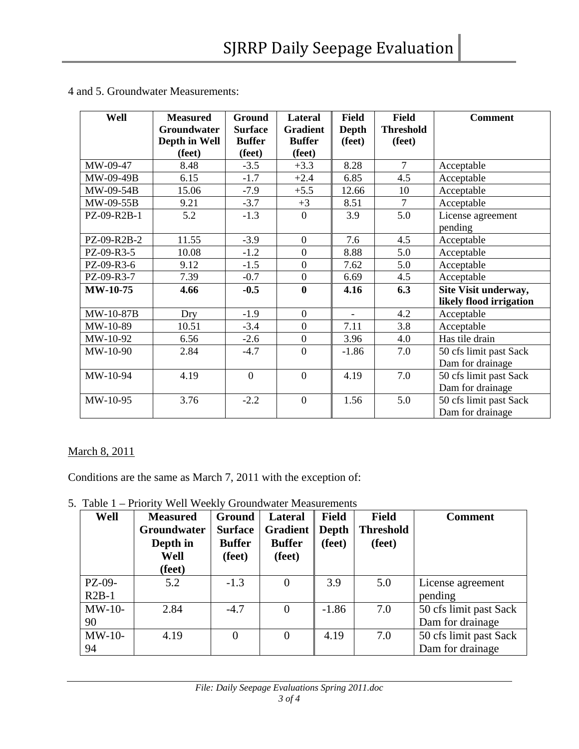4 and 5. Groundwater Measurements:

| Well | Measured Groundwater Depth in Well (feet) | Ground Surface Buffer (feet) | Lateral Gradient Buffer (feet) | Field Depth (feet) | Field Threshold (feet) | Comment |
|---|---|---|---|---|---|---|
| MW-09-47 | 8.48 | -3.5 | +3.3 | 8.28 | 7 | Acceptable |
| MW-09-49B | 6.15 | -1.7 | +2.4 | 6.85 | 4.5 | Acceptable |
| MW-09-54B | 15.06 | -7.9 | +5.5 | 12.66 | 10 | Acceptable |
| MW-09-55B | 9.21 | -3.7 | +3 | 8.51 | 7 | Acceptable |
| PZ-09-R2B-1 | 5.2 | -1.3 | 0 | 3.9 | 5.0 | License agreement pending |
| PZ-09-R2B-2 | 11.55 | -3.9 | 0 | 7.6 | 4.5 | Acceptable |
| PZ-09-R3-5 | 10.08 | -1.2 | 0 | 8.88 | 5.0 | Acceptable |
| PZ-09-R3-6 | 9.12 | -1.5 | 0 | 7.62 | 5.0 | Acceptable |
| PZ-09-R3-7 | 7.39 | -0.7 | 0 | 6.69 | 4.5 | Acceptable |
| **MW-10-75** | **4.66** | **-0.5** | **0** | **4.16** | **6.3** | **Site Visit underway, likely flood irrigation** |
| MW-10-87B | Dry | -1.9 | 0 | - | 4.2 | Acceptable |
| MW-10-89 | 10.51 | -3.4 | 0 | 7.11 | 3.8 | Acceptable |
| MW-10-92 | 6.56 | -2.6 | 0 | 3.96 | 4.0 | Has tile drain |
| MW-10-90 | 2.84 | -4.7 | 0 | -1.86 | 7.0 | 50 cfs limit past Sack Dam for drainage |
| MW-10-94 | 4.19 | 0 | 0 | 4.19 | 7.0 | 50 cfs limit past Sack Dam for drainage |
| MW-10-95 | 3.76 | -2.2 | 0 | 1.56 | 5.0 | 50 cfs limit past Sack Dam for drainage |

<u>March 8, 2011</u>

Conditions are the same as March 7, 2011 with the exception of:

5. Table 1 – Priority Well Weekly Groundwater Measurements

| Well | Measured Groundwater Depth in Well (feet) | Ground Surface Buffer (feet) | Lateral Gradient Buffer (feet) | Field Depth (feet) | Field Threshold (feet) | Comment |
|---|---|---|---|---|---|---|
| PZ-09-R2B-1 | 5.2 | -1.3 | 0 | 3.9 | 5.0 | License agreement pending |
| MW-10-90 | 2.84 | -4.7 | 0 | -1.86 | 7.0 | 50 cfs limit past Sack Dam for drainage |
| MW-10-94 | 4.19 | 0 | 0 | 4.19 | 7.0 | 50 cfs limit past Sack Dam for drainage |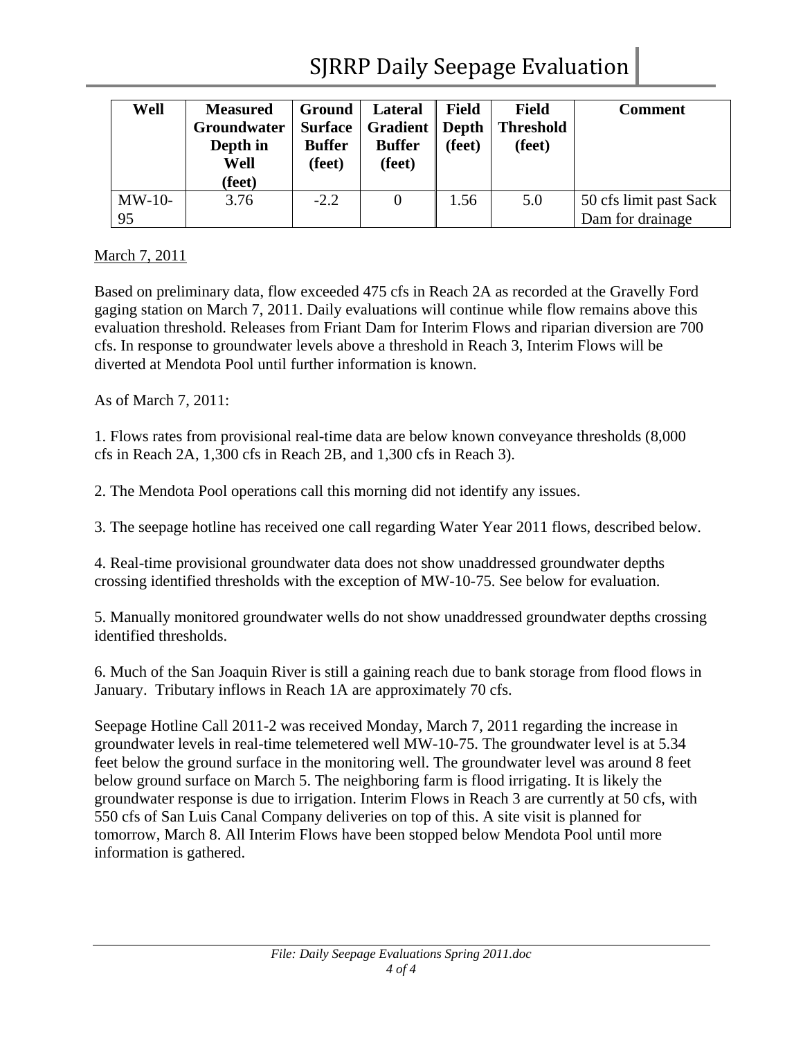| Well | Measured Groundwater Depth in Well (feet) | Ground Surface Buffer (feet) | Lateral Gradient Buffer (feet) | Field Depth (feet) | Field Threshold (feet) | Comment |
|---|---|---|---|---|---|---|
| MW-10-95 | 3.76 | -2.2 | 0 | 1.56 | 5.0 | 50 cfs limit past Sack Dam for drainage |

March 7, 2011

Based on preliminary data, flow exceeded 475 cfs in Reach 2A as recorded at the Gravelly Ford gaging station on March 7, 2011. Daily evaluations will continue while flow remains above this evaluation threshold. Releases from Friant Dam for Interim Flows and riparian diversion are 700 cfs. In response to groundwater levels above a threshold in Reach 3, Interim Flows will be diverted at Mendota Pool until further information is known.

As of March 7, 2011:

1. Flows rates from provisional real-time data are below known conveyance thresholds (8,000 cfs in Reach 2A, 1,300 cfs in Reach 2B, and 1,300 cfs in Reach 3).

2. The Mendota Pool operations call this morning did not identify any issues.

3. The seepage hotline has received one call regarding Water Year 2011 flows, described below.

4. Real-time provisional groundwater data does not show unaddressed groundwater depths crossing identified thresholds with the exception of MW-10-75. See below for evaluation.

5. Manually monitored groundwater wells do not show unaddressed groundwater depths crossing identified thresholds.

6. Much of the San Joaquin River is still a gaining reach due to bank storage from flood flows in January. Tributary inflows in Reach 1A are approximately 70 cfs.

Seepage Hotline Call 2011-2 was received Monday, March 7, 2011 regarding the increase in groundwater levels in real-time telemetered well MW-10-75. The groundwater level is at 5.34 feet below the ground surface in the monitoring well. The groundwater level was around 8 feet below ground surface on March 5. The neighboring farm is flood irrigating. It is likely the groundwater response is due to irrigation. Interim Flows in Reach 3 are currently at 50 cfs, with 550 cfs of San Luis Canal Company deliveries on top of this. A site visit is planned for tomorrow, March 8. All Interim Flows have been stopped below Mendota Pool until more information is gathered.